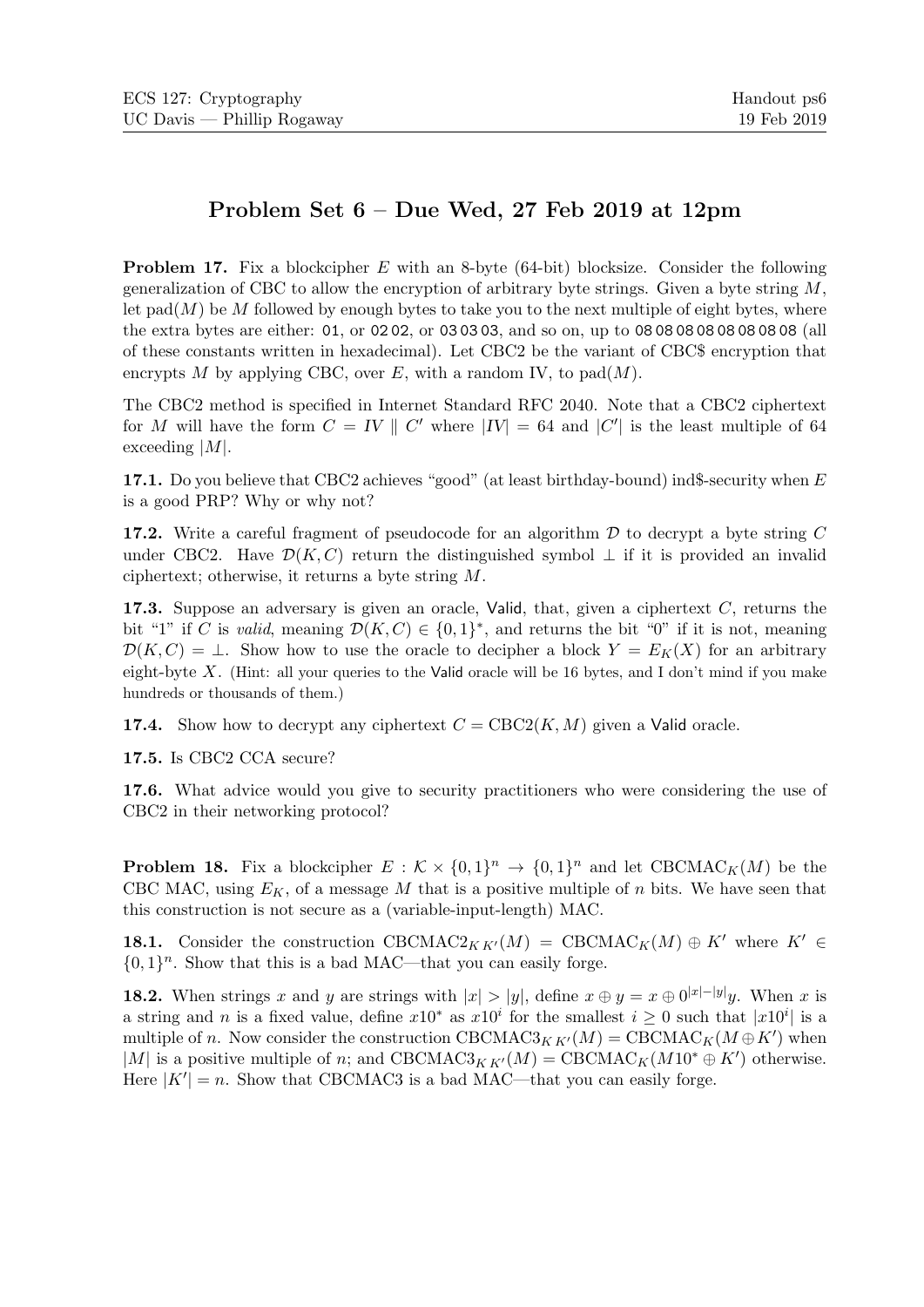ECS 127: Cryptography
UC Davis — Phillip Rogaway

Handout ps6
19 Feb 2019

# Problem Set 6 – Due Wed, 27 Feb 2019 at 12pm

**Problem 17.** Fix a blockcipher $E$ with an 8-byte (64-bit) blocksize. Consider the following generalization of CBC to allow the encryption of arbitrary byte strings. Given a byte string $M$, let $\text{pad}(M)$ be $M$ followed by enough bytes to take you to the next multiple of eight bytes, where the extra bytes are either: 01, or 02 02, or 03 03 03, and so on, up to 08 08 08 08 08 08 08 08 (all of these constants written in hexadecimal). Let CBC2 be the variant of CBC\$ encryption that encrypts $M$ by applying CBC, over $E$, with a random IV, to $\text{pad}(M)$.

The CBC2 method is specified in Internet Standard RFC 2040. Note that a CBC2 ciphertext for $M$ will have the form $C = IV \parallel C'$ where $|IV| = 64$ and $|C'|$ is the least multiple of 64 exceeding $|M|$.

**17.1.** Do you believe that CBC2 achieves "good" (at least birthday-bound) ind\$-security when $E$ is a good PRP? Why or why not?

**17.2.** Write a careful fragment of pseudocode for an algorithm $\mathcal{D}$ to decrypt a byte string $C$ under CBC2. Have $\mathcal{D}(K, C)$ return the distinguished symbol $\perp$ if it is provided an invalid ciphertext; otherwise, it returns a byte string $M$.

**17.3.** Suppose an adversary is given an oracle, Valid, that, given a ciphertext $C$, returns the bit "1" if $C$ is *valid*, meaning $\mathcal{D}(K, C) \in \{0, 1\}^*$, and returns the bit "0" if it is not, meaning $\mathcal{D}(K, C) = \perp$. Show how to use the oracle to decipher a block $Y = E_K(X)$ for an arbitrary eight-byte $X$. (Hint: all your queries to the Valid oracle will be 16 bytes, and I don't mind if you make hundreds or thousands of them.)

**17.4.** Show how to decrypt any ciphertext $C = \text{CBC2}(K, M)$ given a Valid oracle.

**17.5.** Is CBC2 CCA secure?

**17.6.** What advice would you give to security practitioners who were considering the use of CBC2 in their networking protocol?

**Problem 18.** Fix a blockcipher $E : \mathcal{K} \times \{0, 1\}^n \to \{0, 1\}^n$ and let $\text{CBCMAC}_K(M)$ be the CBC MAC, using $E_K$, of a message $M$ that is a positive multiple of $n$ bits. We have seen that this construction is not secure as a (variable-input-length) MAC.

**18.1.** Consider the construction $\text{CBCMAC2}_{K\,K'}(M) = \text{CBCMAC}_K(M) \oplus K'$ where $K' \in \{0, 1\}^n$. Show that this is a bad MAC—that you can easily forge.

**18.2.** When strings $x$ and $y$ are strings with $|x| > |y|$, define $x \oplus y = x \oplus 0^{|x|-|y|}y$. When $x$ is a string and $n$ is a fixed value, define $x10^*$ as $x10^i$ for the smallest $i \geq 0$ such that $|x10^i|$ is a multiple of $n$. Now consider the construction $\text{CBCMAC3}_{K\,K'}(M) = \text{CBCMAC}_K(M \oplus K')$ when $|M|$ is a positive multiple of $n$; and $\text{CBCMAC3}_{K\,K'}(M) = \text{CBCMAC}_K(M10^* \oplus K')$ otherwise. Here $|K'| = n$. Show that CBCMAC3 is a bad MAC—that you can easily forge.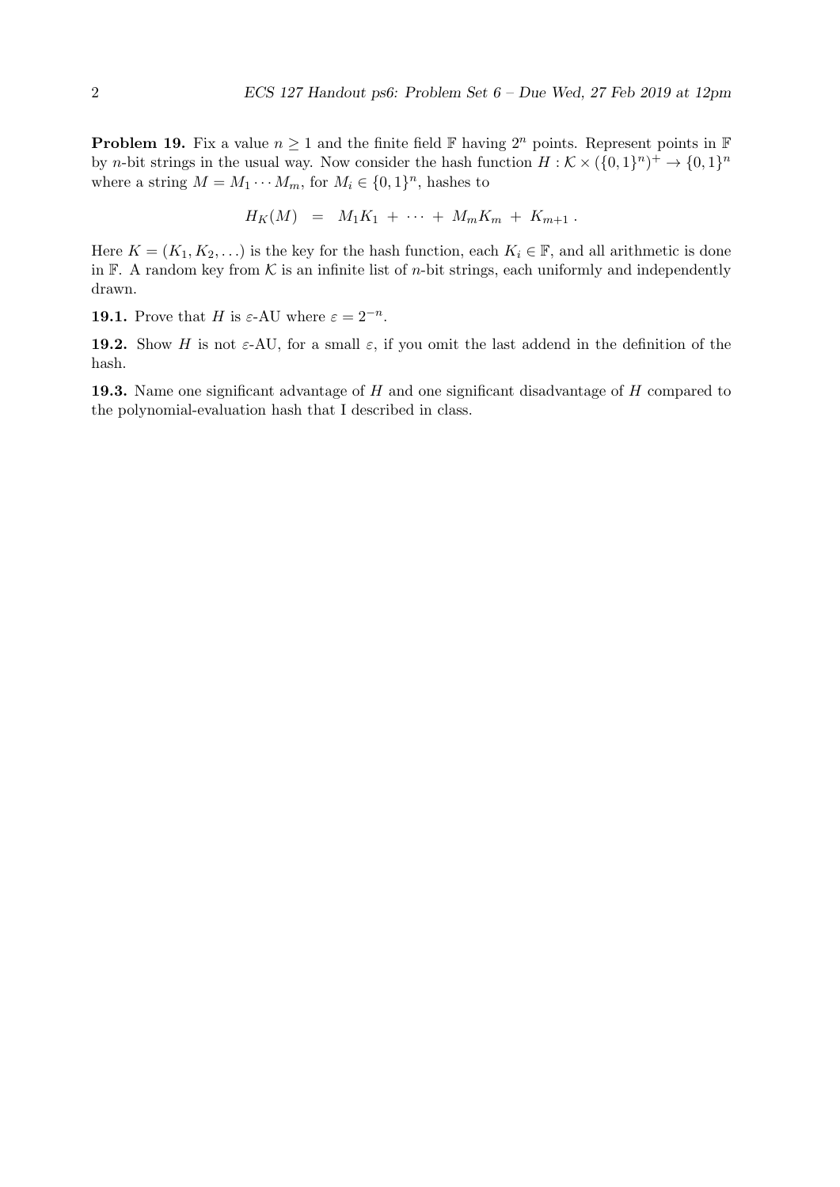**Problem 19.** Fix a value $n \geq 1$ and the finite field $\mathbb{F}$ having $2^n$ points. Represent points in $\mathbb{F}$ by $n$-bit strings in the usual way. Now consider the hash function $H : \mathcal{K} \times (\{0,1\}^n)^+ \to \{0,1\}^n$ where a string $M = M_1 \cdots M_m$, for $M_i \in \{0,1\}^n$, hashes to

$$H_K(M) \;=\; M_1K_1 \;+\; \cdots \;+\; M_mK_m \;+\; K_{m+1}\;.$$

Here $K = (K_1, K_2, \ldots)$ is the key for the hash function, each $K_i \in \mathbb{F}$, and all arithmetic is done in $\mathbb{F}$. A random key from $\mathcal{K}$ is an infinite list of $n$-bit strings, each uniformly and independently drawn.

**19.1.** Prove that $H$ is $\varepsilon$-AU where $\varepsilon = 2^{-n}$.

**19.2.** Show $H$ is not $\varepsilon$-AU, for a small $\varepsilon$, if you omit the last addend in the definition of the hash.

**19.3.** Name one significant advantage of $H$ and one significant disadvantage of $H$ compared to the polynomial-evaluation hash that I described in class.